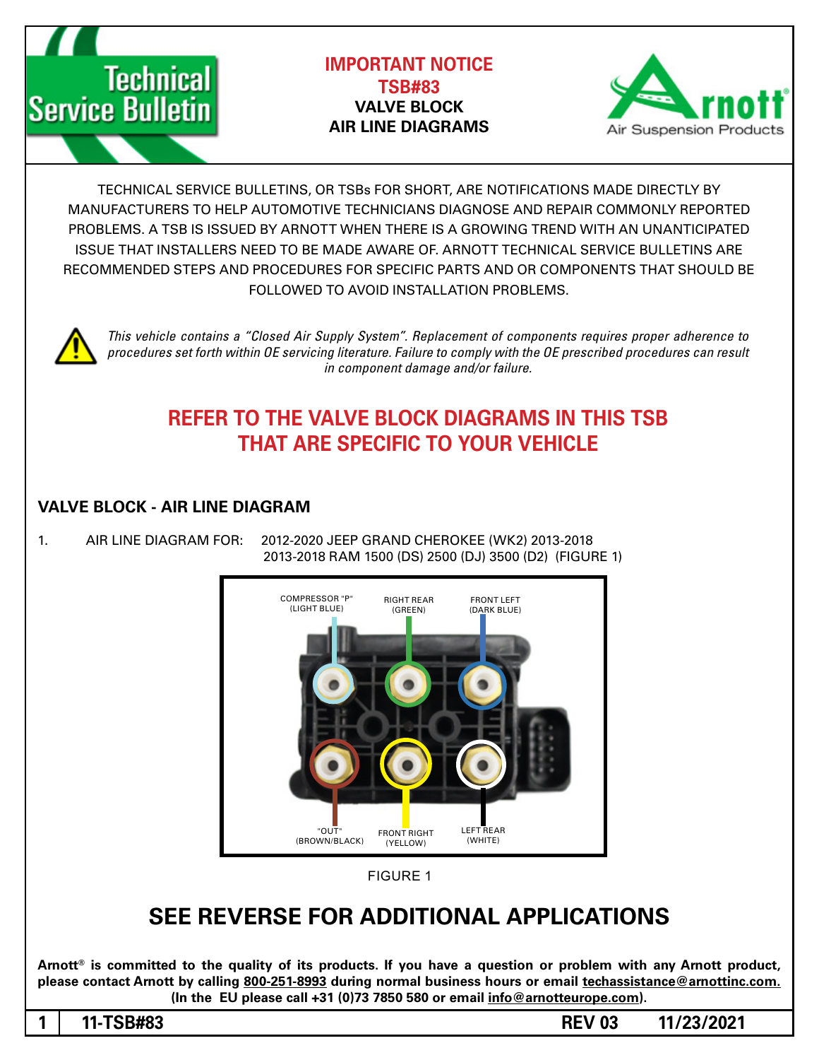# Technical Service Bulletin

**IMPORTANT NOTICE**
**TSB#83**
**VALVE BLOCK**
**AIR LINE DIAGRAMS**

Arnott Air Suspension Products

TECHNICAL SERVICE BULLETINS, OR TSBs FOR SHORT, ARE NOTIFICATIONS MADE DIRECTLY BY MANUFACTURERS TO HELP AUTOMOTIVE TECHNICIANS DIAGNOSE AND REPAIR COMMONLY REPORTED PROBLEMS. A TSB IS ISSUED BY ARNOTT WHEN THERE IS A GROWING TREND WITH AN UNANTICIPATED ISSUE THAT INSTALLERS NEED TO BE MADE AWARE OF. ARNOTT TECHNICAL SERVICE BULLETINS ARE RECOMMENDED STEPS AND PROCEDURES FOR SPECIFIC PARTS AND OR COMPONENTS THAT SHOULD BE FOLLOWED TO AVOID INSTALLATION PROBLEMS.

*This vehicle contains a "Closed Air Supply System". Replacement of components requires proper adherence to procedures set forth within OE servicing literature. Failure to comply with the OE prescribed procedures can result in component damage and/or failure.*

## REFER TO THE VALVE BLOCK DIAGRAMS IN THIS TSB THAT ARE SPECIFIC TO YOUR VEHICLE

### VALVE BLOCK - AIR LINE DIAGRAM

1. AIR LINE DIAGRAM FOR: 2012-2020 JEEP GRAND CHEROKEE (WK2) 2013-2018 2013-2018 RAM 1500 (DS) 2500 (DJ) 3500 (D2) (FIGURE 1)

COMPRESSOR "P" (LIGHT BLUE) | RIGHT REAR (GREEN) | FRONT LEFT (DARK BLUE)

"OUT" (BROWN/BLACK) | FRONT RIGHT (YELLOW) | LEFT REAR (WHITE)

FIGURE 1

## SEE REVERSE FOR ADDITIONAL APPLICATIONS

**Arnott® is committed to the quality of its products. If you have a question or problem with any Arnott product, please contact Arnott by calling 800-251-8993 during normal business hours or email techassistance@arnottinc.com. (In the EU please call +31 (0)73 7850 580 or email info@arnotteurope.com).**

**11-TSB#83 REV 03 11/23/2021**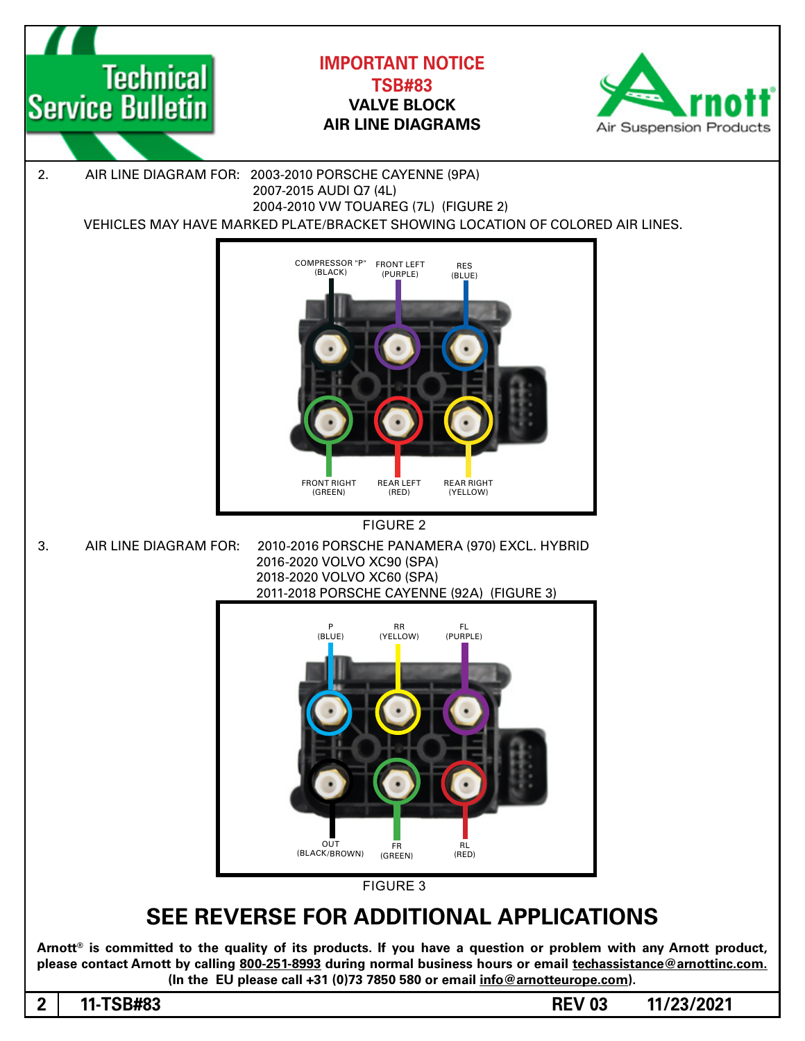# IMPORTANT NOTICE
## TSB#83
## VALVE BLOCK
## AIR LINE DIAGRAMS

Technical Service Bulletin

Arnott Air Suspension Products

2. AIR LINE DIAGRAM FOR: 2003-2010 PORSCHE CAYENNE (9PA)
   2007-2015 AUDI Q7 (4L)
   2004-2010 VW TOUAREG (7L) (FIGURE 2)

VEHICLES MAY HAVE MARKED PLATE/BRACKET SHOWING LOCATION OF COLORED AIR LINES.

COMPRESSOR "P" (BLACK)
FRONT LEFT (PURPLE)
RES (BLUE)
FRONT RIGHT (GREEN)
REAR LEFT (RED)
REAR RIGHT (YELLOW)

FIGURE 2

3. AIR LINE DIAGRAM FOR: 2010-2016 PORSCHE PANAMERA (970) EXCL. HYBRID
   2016-2020 VOLVO XC90 (SPA)
   2018-2020 VOLVO XC60 (SPA)
   2011-2018 PORSCHE CAYENNE (92A) (FIGURE 3)

P (BLUE)
RR (YELLOW)
FL (PURPLE)
OUT (BLACK/BROWN)
FR (GREEN)
RL (RED)

FIGURE 3

# SEE REVERSE FOR ADDITIONAL APPLICATIONS

**Arnott® is committed to the quality of its products. If you have a question or problem with any Arnott product, please contact Arnott by calling 800-251-8993 during normal business hours or email techassistance@arnottinc.com. (In the EU please call +31 (0)73 7850 580 or email info@arnotteurope.com).**

**11-TSB#83 REV 03 11/23/2021**